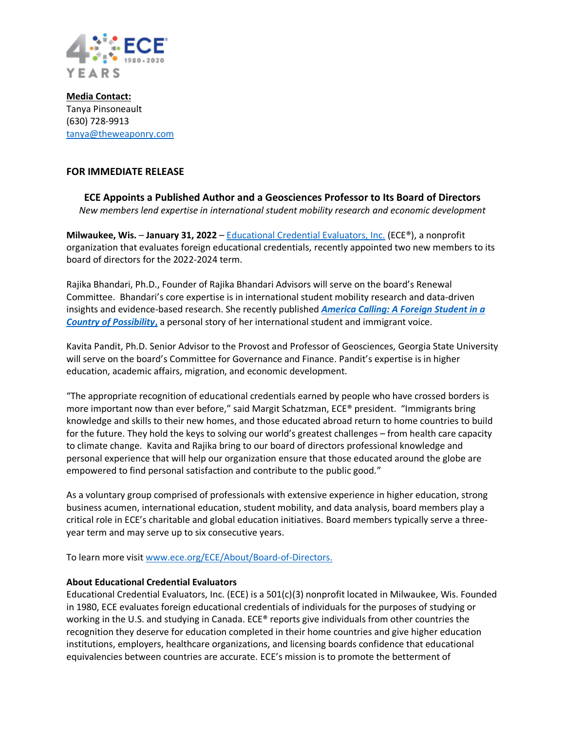**Media Contact:**
Tanya Pinsoneault
(630) 728-9913
tanya@theweaponry.com

**FOR IMMEDIATE RELEASE**

## ECE Appoints a Published Author and a Geosciences Professor to Its Board of Directors

*New members lend expertise in international student mobility research and economic development*

**Milwaukee, Wis.** – **January 31, 2022** – Educational Credential Evaluators, Inc. (ECE®), a nonprofit organization that evaluates foreign educational credentials, recently appointed two new members to its board of directors for the 2022-2024 term.

Rajika Bhandari, Ph.D., Founder of Rajika Bhandari Advisors will serve on the board's Renewal Committee. Bhandari's core expertise is in international student mobility research and data-driven insights and evidence-based research. She recently published ***America Calling: A Foreign Student in a Country of Possibility***, a personal story of her international student and immigrant voice.

Kavita Pandit, Ph.D. Senior Advisor to the Provost and Professor of Geosciences, Georgia State University will serve on the board's Committee for Governance and Finance. Pandit's expertise is in higher education, academic affairs, migration, and economic development.

"The appropriate recognition of educational credentials earned by people who have crossed borders is more important now than ever before," said Margit Schatzman, ECE® president. "Immigrants bring knowledge and skills to their new homes, and those educated abroad return to home countries to build for the future. They hold the keys to solving our world's greatest challenges – from health care capacity to climate change. Kavita and Rajika bring to our board of directors professional knowledge and personal experience that will help our organization ensure that those educated around the globe are empowered to find personal satisfaction and contribute to the public good."

As a voluntary group comprised of professionals with extensive experience in higher education, strong business acumen, international education, student mobility, and data analysis, board members play a critical role in ECE's charitable and global education initiatives. Board members typically serve a three-year term and may serve up to six consecutive years.

To learn more visit www.ece.org/ECE/About/Board-of-Directors.

**About Educational Credential Evaluators**

Educational Credential Evaluators, Inc. (ECE) is a 501(c)(3) nonprofit located in Milwaukee, Wis. Founded in 1980, ECE evaluates foreign educational credentials of individuals for the purposes of studying or working in the U.S. and studying in Canada. ECE® reports give individuals from other countries the recognition they deserve for education completed in their home countries and give higher education institutions, employers, healthcare organizations, and licensing boards confidence that educational equivalencies between countries are accurate. ECE's mission is to promote the betterment of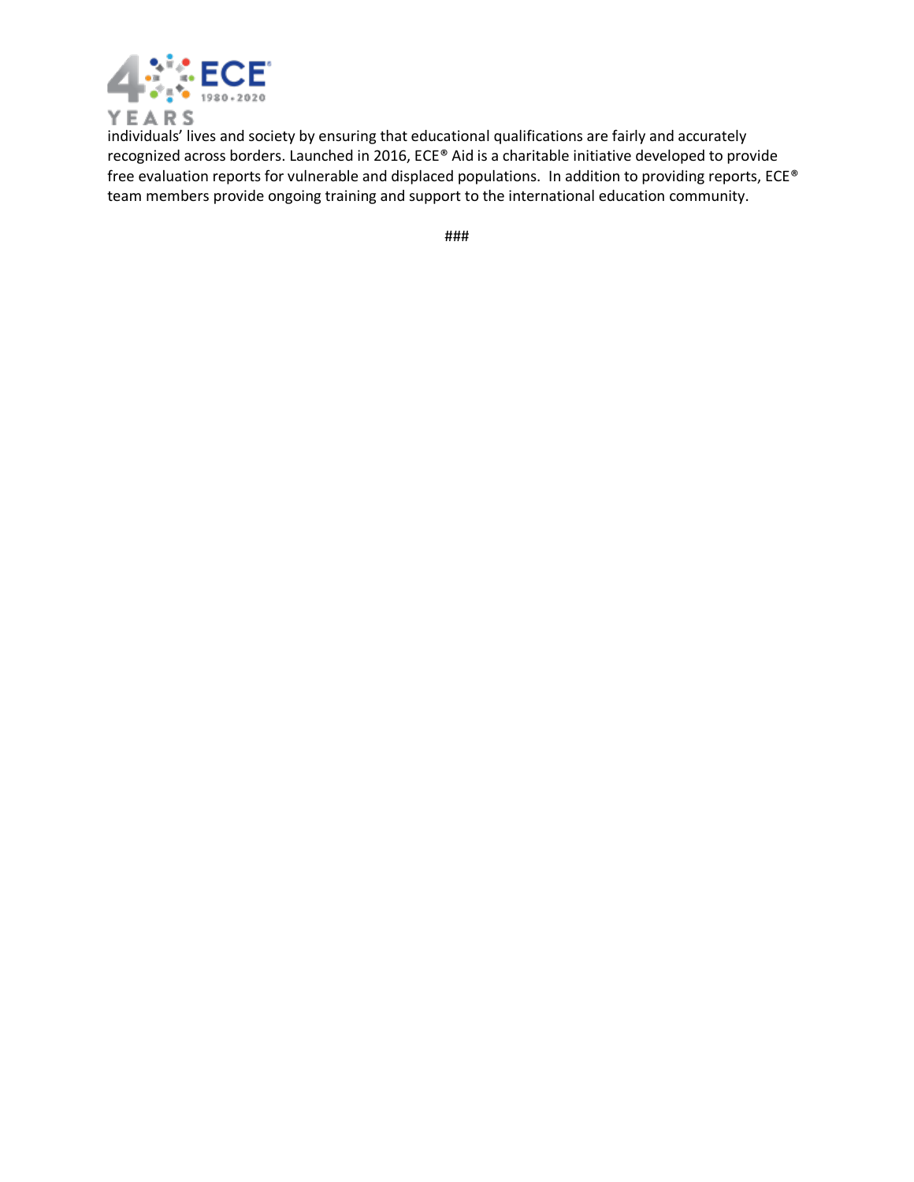individuals' lives and society by ensuring that educational qualifications are fairly and accurately recognized across borders. Launched in 2016, ECE® Aid is a charitable initiative developed to provide free evaluation reports for vulnerable and displaced populations. In addition to providing reports, ECE® team members provide ongoing training and support to the international education community.

###